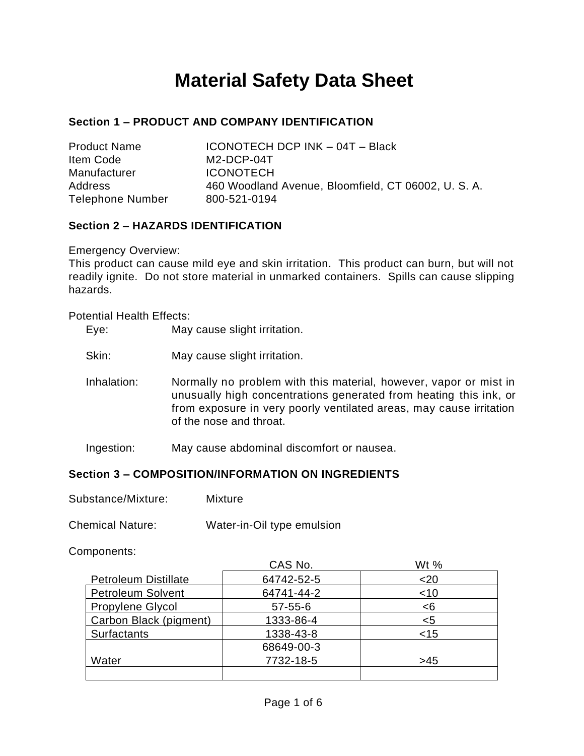# Material Safety Data Sheet

## Section 1 – PRODUCT AND COMPANY IDENTIFICATION

| | |
|---|---|
| Product Name | ICONOTECH DCP INK – 04T – Black |
| Item Code | M2-DCP-04T |
| Manufacturer | ICONOTECH |
| Address | 460 Woodland Avenue, Bloomfield, CT 06002, U. S. A. |
| Telephone Number | 800-521-0194 |

## Section 2 – HAZARDS IDENTIFICATION

Emergency Overview:
This product can cause mild eye and skin irritation. This product can burn, but will not readily ignite. Do not store material in unmarked containers. Spills can cause slipping hazards.

Potential Health Effects:

- Eye: May cause slight irritation.
- Skin: May cause slight irritation.
- Inhalation: Normally no problem with this material, however, vapor or mist in unusually high concentrations generated from heating this ink, or from exposure in very poorly ventilated areas, may cause irritation of the nose and throat.
- Ingestion: May cause abdominal discomfort or nausea.

## Section 3 – COMPOSITION/INFORMATION ON INGREDIENTS

Substance/Mixture: Mixture

Chemical Nature: Water-in-Oil type emulsion

Components:

| | CAS No. | Wt % |
|---|---|---|
| Petroleum Distillate | 64742-52-5 | <20 |
| Petroleum Solvent | 64741-44-2 | <10 |
| Propylene Glycol | 57-55-6 | <6 |
| Carbon Black (pigment) | 1333-86-4 | <5 |
| Surfactants | 1338-43-8 | <15 |
| Water | 68649-00-3<br>7732-18-5 | >45 |
| | | |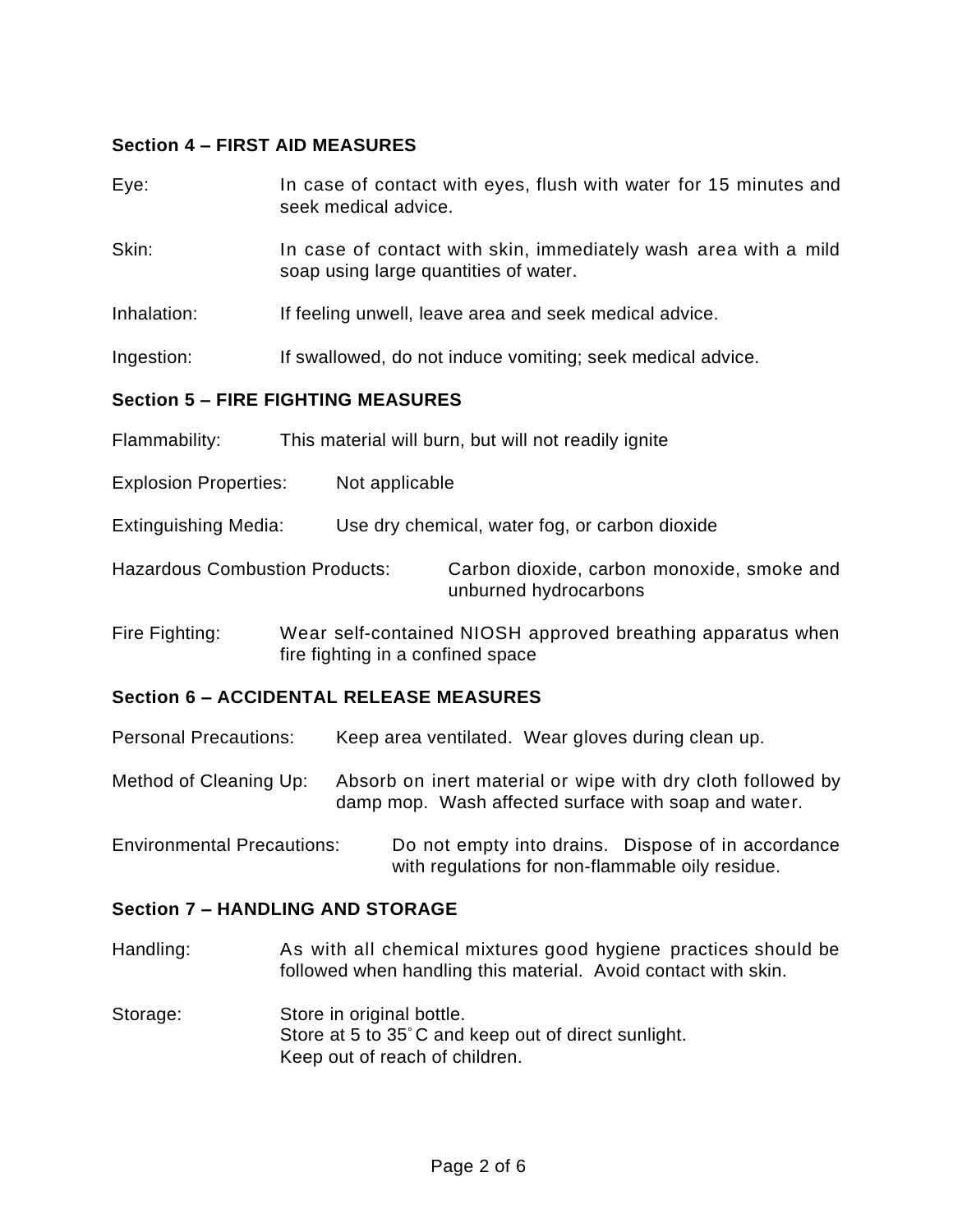## Section 4 – FIRST AID MEASURES

Eye: In case of contact with eyes, flush with water for 15 minutes and seek medical advice.

Skin: In case of contact with skin, immediately wash area with a mild soap using large quantities of water.

Inhalation: If feeling unwell, leave area and seek medical advice.

Ingestion: If swallowed, do not induce vomiting; seek medical advice.

## Section 5 – FIRE FIGHTING MEASURES

Flammability: This material will burn, but will not readily ignite

Explosion Properties: Not applicable

Extinguishing Media: Use dry chemical, water fog, or carbon dioxide

Hazardous Combustion Products: Carbon dioxide, carbon monoxide, smoke and unburned hydrocarbons

Fire Fighting: Wear self-contained NIOSH approved breathing apparatus when fire fighting in a confined space

## Section 6 – ACCIDENTAL RELEASE MEASURES

Personal Precautions: Keep area ventilated. Wear gloves during clean up.

Method of Cleaning Up: Absorb on inert material or wipe with dry cloth followed by damp mop. Wash affected surface with soap and water.

Environmental Precautions: Do not empty into drains. Dispose of in accordance with regulations for non-flammable oily residue.

## Section 7 – HANDLING AND STORAGE

Handling: As with all chemical mixtures good hygiene practices should be followed when handling this material. Avoid contact with skin.

Storage: Store in original bottle.
Store at 5 to 35˚C and keep out of direct sunlight.
Keep out of reach of children.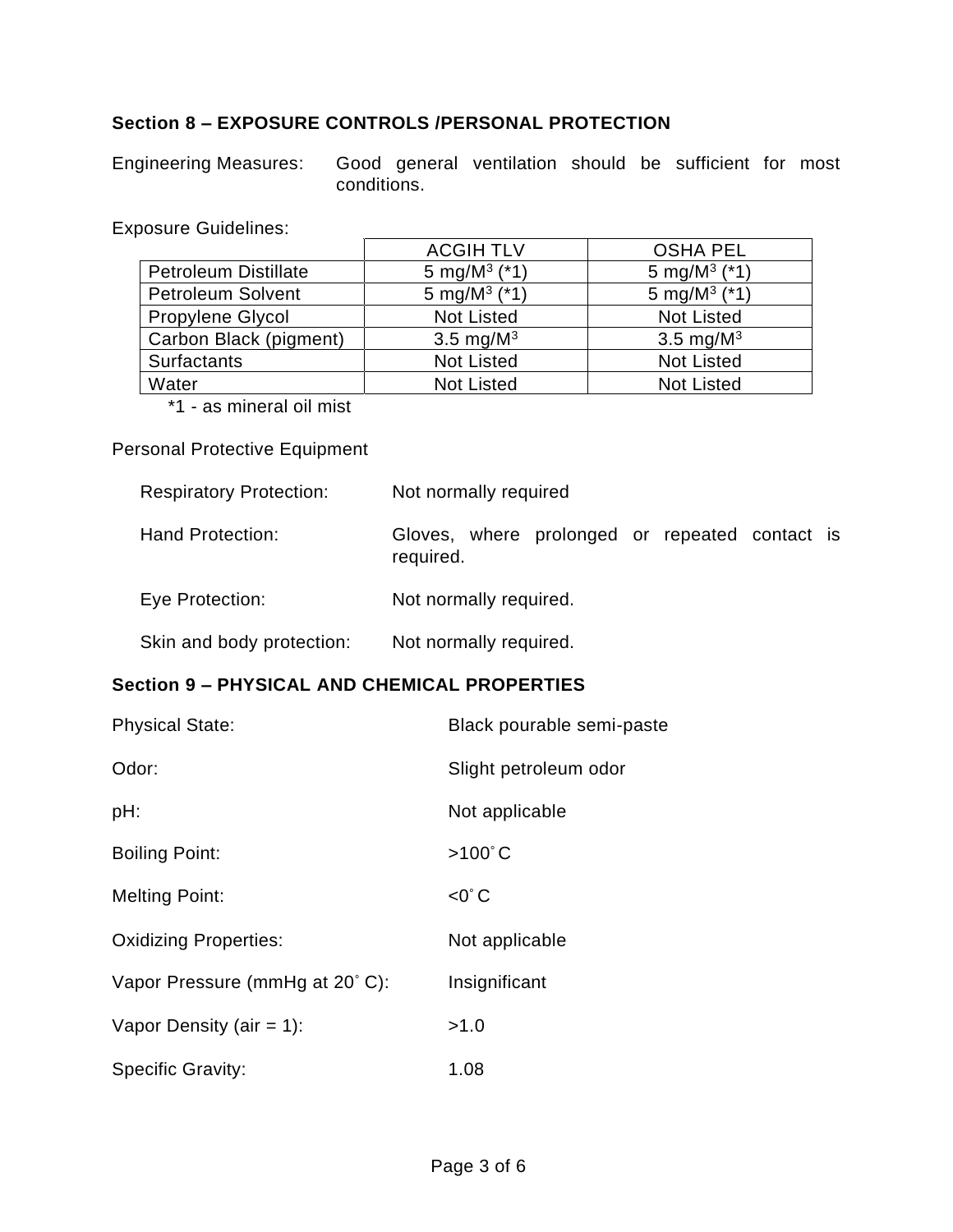## Section 8 – EXPOSURE CONTROLS /PERSONAL PROTECTION

Engineering Measures: Good general ventilation should be sufficient for most conditions.

Exposure Guidelines:

| | ACGIH TLV | OSHA PEL |
|---|---|---|
| Petroleum Distillate | 5 mg/M$^3$ (*1) | 5 mg/M$^3$ (*1) |
| Petroleum Solvent | 5 mg/M$^3$ (*1) | 5 mg/M$^3$ (*1) |
| Propylene Glycol | Not Listed | Not Listed |
| Carbon Black (pigment) | 3.5 mg/M$^3$ | 3.5 mg/M$^3$ |
| Surfactants | Not Listed | Not Listed |
| Water | Not Listed | Not Listed |

*1 - as mineral oil mist

Personal Protective Equipment

Respiratory Protection: Not normally required

Hand Protection: Gloves, where prolonged or repeated contact is required.

Eye Protection: Not normally required.

Skin and body protection: Not normally required.

## Section 9 – PHYSICAL AND CHEMICAL PROPERTIES

Physical State: Black pourable semi-paste

Odor: Slight petroleum odor

pH: Not applicable

Boiling Point: >100˚C

Melting Point: <0˚C

Oxidizing Properties: Not applicable

Vapor Pressure (mmHg at 20˚C): Insignificant

Vapor Density (air = 1): >1.0

Specific Gravity: 1.08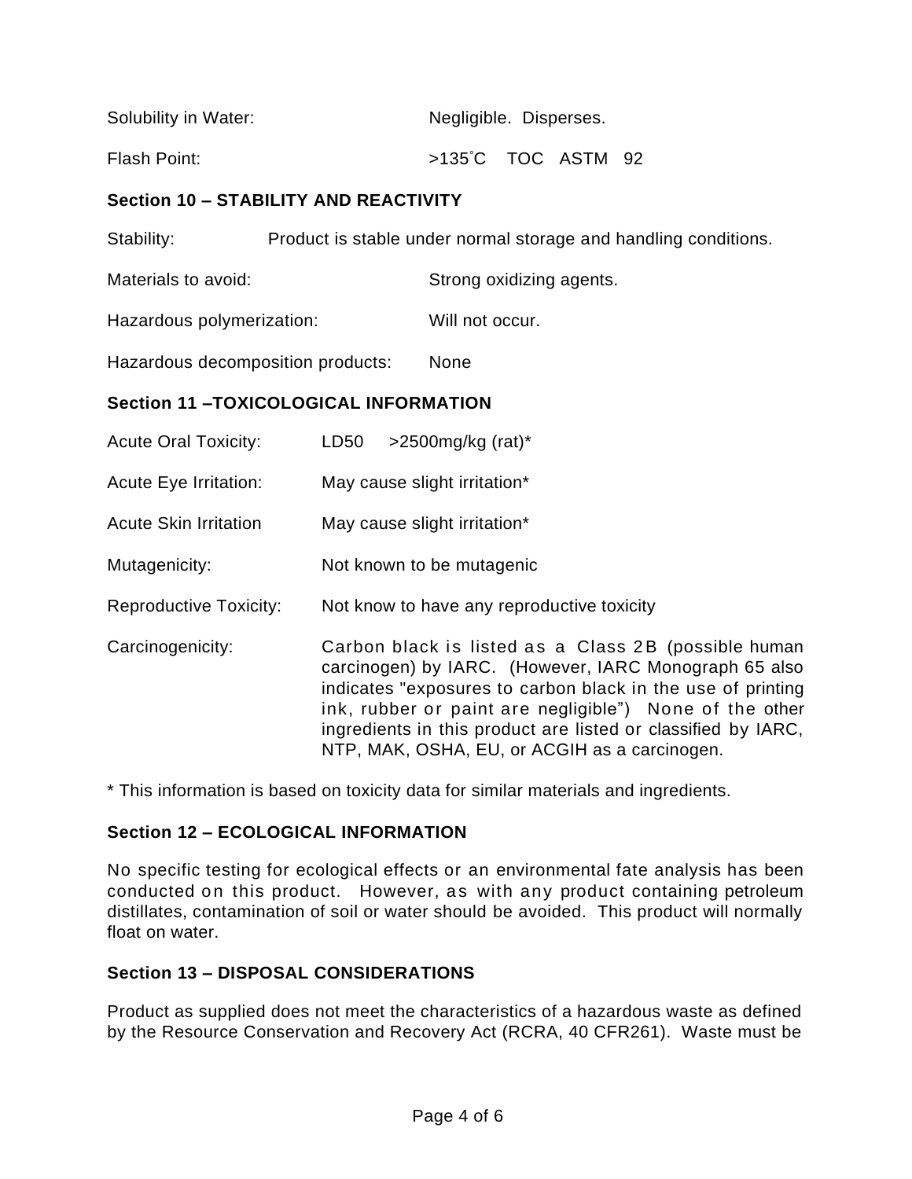Solubility in Water: Negligible. Disperses.

Flash Point: >135˚C TOC ASTM 92

**Section 10 – STABILITY AND REACTIVITY**

Stability: Product is stable under normal storage and handling conditions.

Materials to avoid: Strong oxidizing agents.

Hazardous polymerization: Will not occur.

Hazardous decomposition products: None

**Section 11 –TOXICOLOGICAL INFORMATION**

Acute Oral Toxicity: LD50 >2500mg/kg (rat)*

Acute Eye Irritation: May cause slight irritation*

Acute Skin Irritation May cause slight irritation*

Mutagenicity: Not known to be mutagenic

Reproductive Toxicity: Not know to have any reproductive toxicity

Carcinogenicity: Carbon black is listed as a Class 2B (possible human carcinogen) by IARC. (However, IARC Monograph 65 also indicates "exposures to carbon black in the use of printing ink, rubber or paint are negligible") None of the other ingredients in this product are listed or classified by IARC, NTP, MAK, OSHA, EU, or ACGIH as a carcinogen.

* This information is based on toxicity data for similar materials and ingredients.

**Section 12 – ECOLOGICAL INFORMATION**

No specific testing for ecological effects or an environmental fate analysis has been conducted on this product. However, as with any product containing petroleum distillates, contamination of soil or water should be avoided. This product will normally float on water.

**Section 13 – DISPOSAL CONSIDERATIONS**

Product as supplied does not meet the characteristics of a hazardous waste as defined by the Resource Conservation and Recovery Act (RCRA, 40 CFR261). Waste must be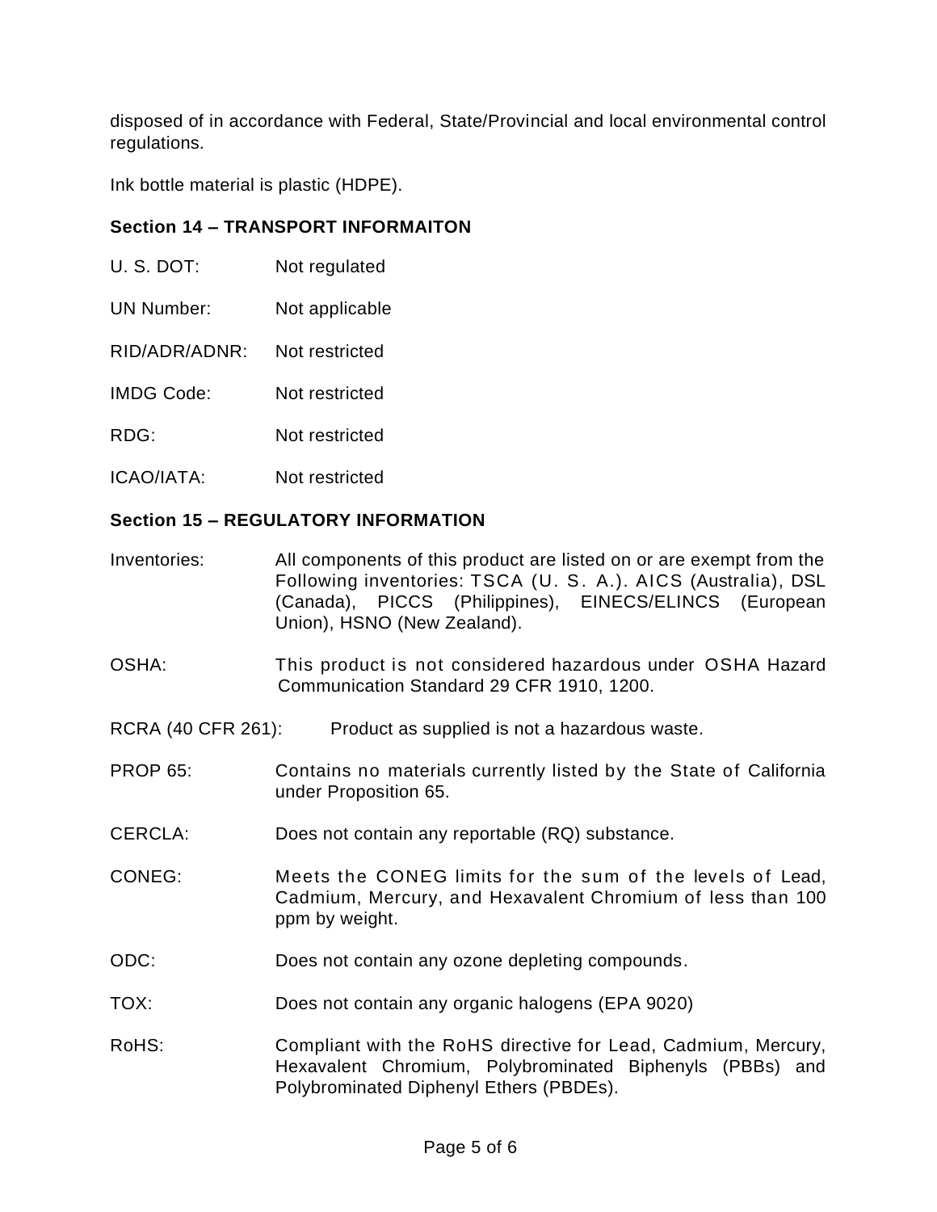disposed of in accordance with Federal, State/Provincial and local environmental control regulations.

Ink bottle material is plastic (HDPE).

## Section 14 – TRANSPORT INFORMAITON

U. S. DOT: Not regulated

UN Number: Not applicable

RID/ADR/ADNR: Not restricted

IMDG Code: Not restricted

RDG: Not restricted

ICAO/IATA: Not restricted

## Section 15 – REGULATORY INFORMATION

Inventories: All components of this product are listed on or are exempt from the Following inventories: TSCA (U. S. A.). AICS (Australia), DSL (Canada), PICCS (Philippines), EINECS/ELINCS (European Union), HSNO (New Zealand).

OSHA: This product is not considered hazardous under OSHA Hazard Communication Standard 29 CFR 1910, 1200.

RCRA (40 CFR 261): Product as supplied is not a hazardous waste.

PROP 65: Contains no materials currently listed by the State of California under Proposition 65.

CERCLA: Does not contain any reportable (RQ) substance.

CONEG: Meets the CONEG limits for the sum of the levels of Lead, Cadmium, Mercury, and Hexavalent Chromium of less than 100 ppm by weight.

ODC: Does not contain any ozone depleting compounds.

TOX: Does not contain any organic halogens (EPA 9020)

RoHS: Compliant with the RoHS directive for Lead, Cadmium, Mercury, Hexavalent Chromium, Polybrominated Biphenyls (PBBs) and Polybrominated Diphenyl Ethers (PBDEs).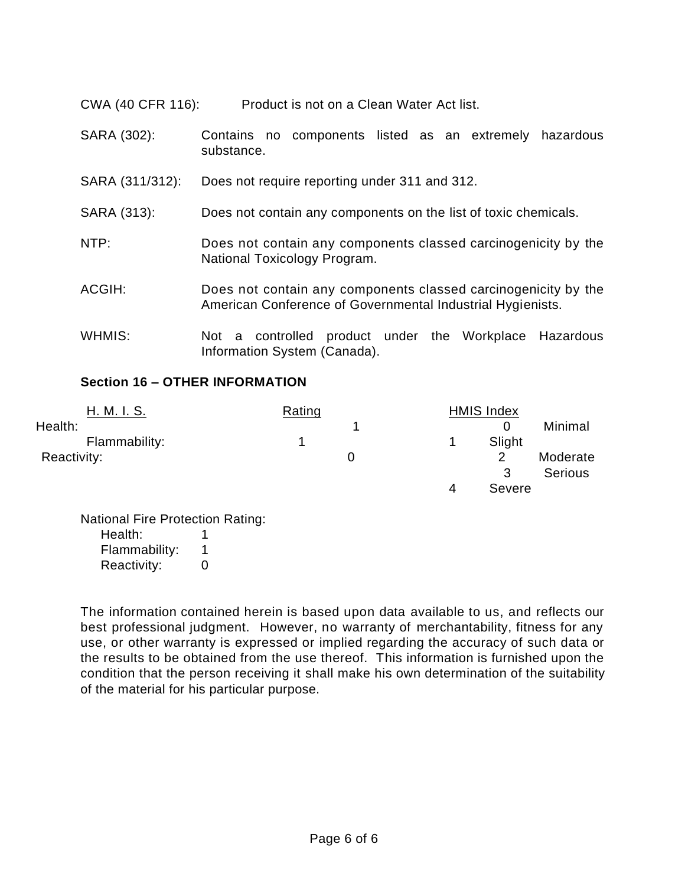CWA (40 CFR 116): Product is not on a Clean Water Act list.

SARA (302): Contains no components listed as an extremely hazardous substance.

SARA (311/312): Does not require reporting under 311 and 312.

SARA (313): Does not contain any components on the list of toxic chemicals.

NTP: Does not contain any components classed carcinogenicity by the National Toxicology Program.

ACGIH: Does not contain any components classed carcinogenicity by the American Conference of Governmental Industrial Hygienists.

WHMIS: Not a controlled product under the Workplace Hazardous Information System (Canada).

**Section 16 – OTHER INFORMATION**

| H. M. I. S. | Rating |
|---|---|
| Health: | 1 |
| Flammability: | 1 |
| Reactivity: | 0 |

| HMIS Index | |
|---|---|
| 0 | Minimal |
| 1 | Slight |
| 2 | Moderate |
| 3 | Serious |
| 4 | Severe |

National Fire Protection Rating:

| | |
|---|---|
| Health: | 1 |
| Flammability: | 1 |
| Reactivity: | 0 |

The information contained herein is based upon data available to us, and reflects our best professional judgment. However, no warranty of merchantability, fitness for any use, or other warranty is expressed or implied regarding the accuracy of such data or the results to be obtained from the use thereof. This information is furnished upon the condition that the person receiving it shall make his own determination of the suitability of the material for his particular purpose.